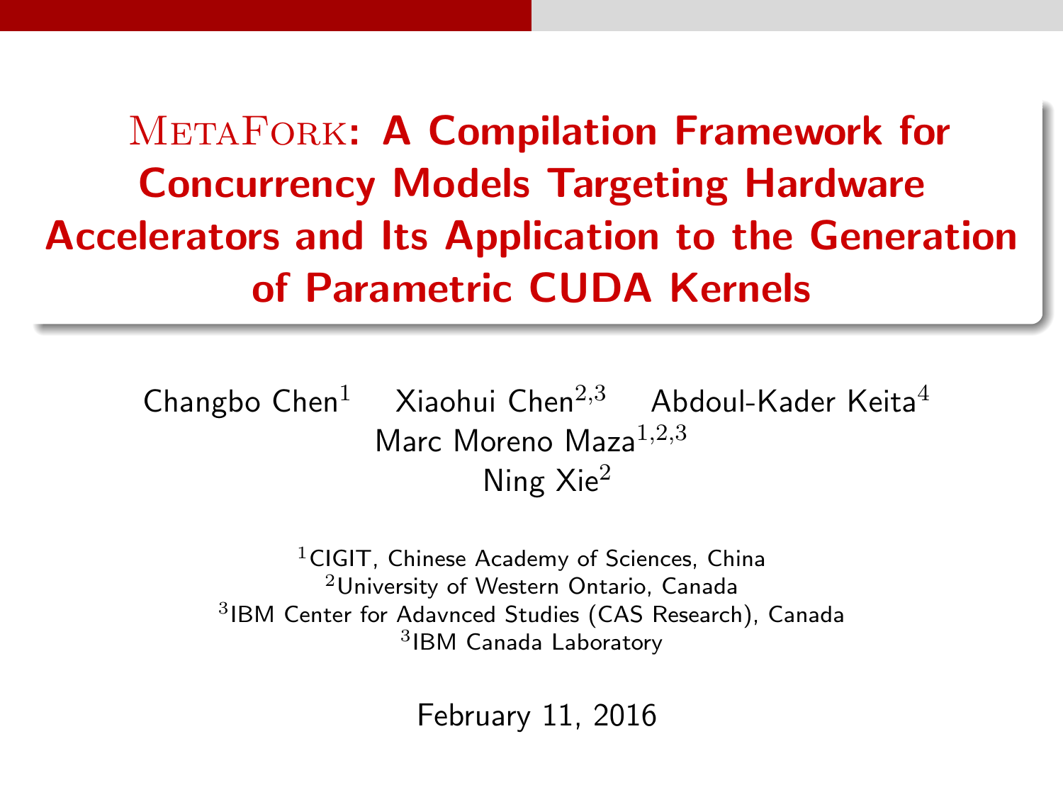# MetaFork: A Compilation Framework for Concurrency Models Targeting Hardware Accelerators and Its Application to the Generation of Parametric CUDA Kernels

Changbo Chen[1] Xiaohui Chen[2,3] Abdoul-Kader Keita[4]
Marc Moreno Maza[1,2,3]
Ning Xie[2]

[1]CIGIT, Chinese Academy of Sciences, China
[2]University of Western Ontario, Canada
[3]IBM Center for Adavnced Studies (CAS Research), Canada
[3]IBM Canada Laboratory

February 11, 2016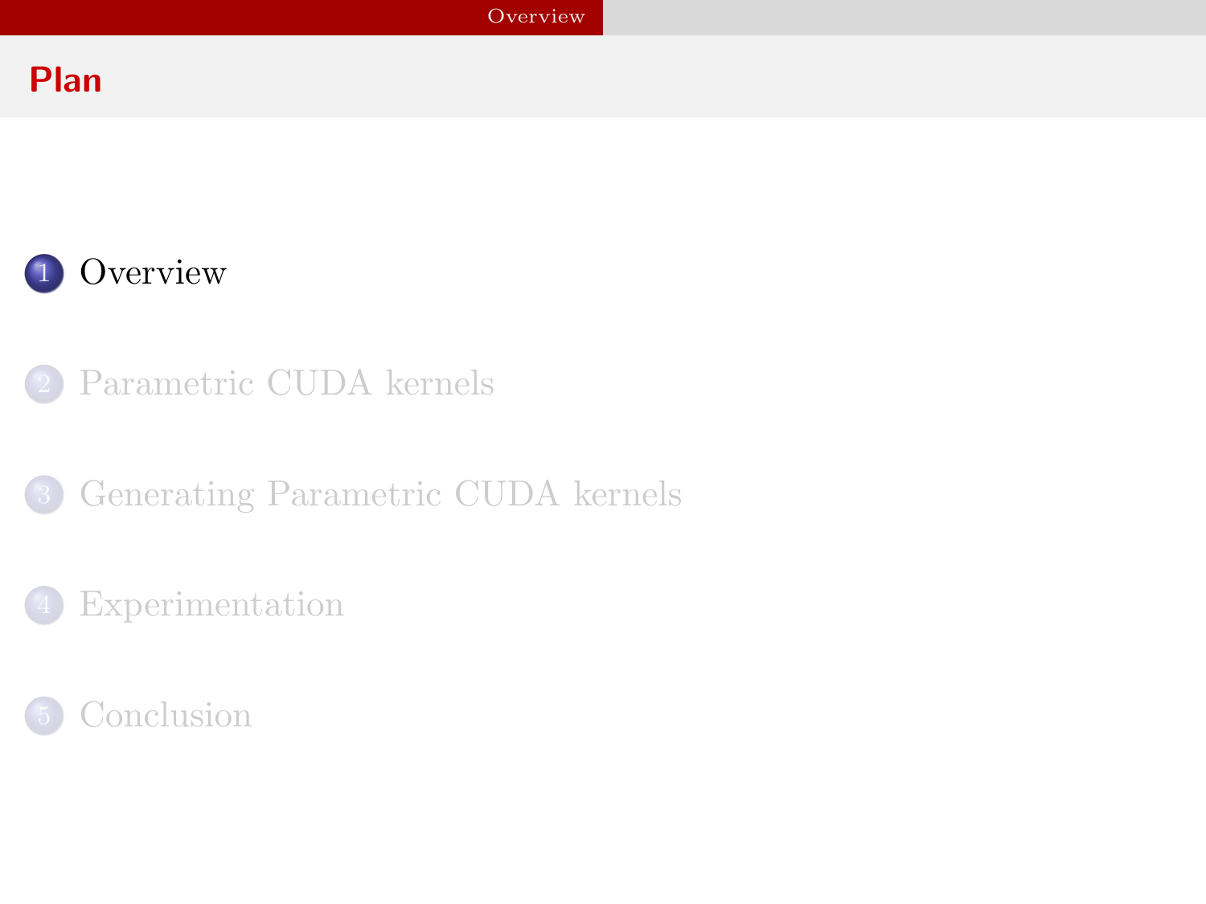## Plan

1. Overview
2. Parametric CUDA kernels
3. Generating Parametric CUDA kernels
4. Experimentation
5. Conclusion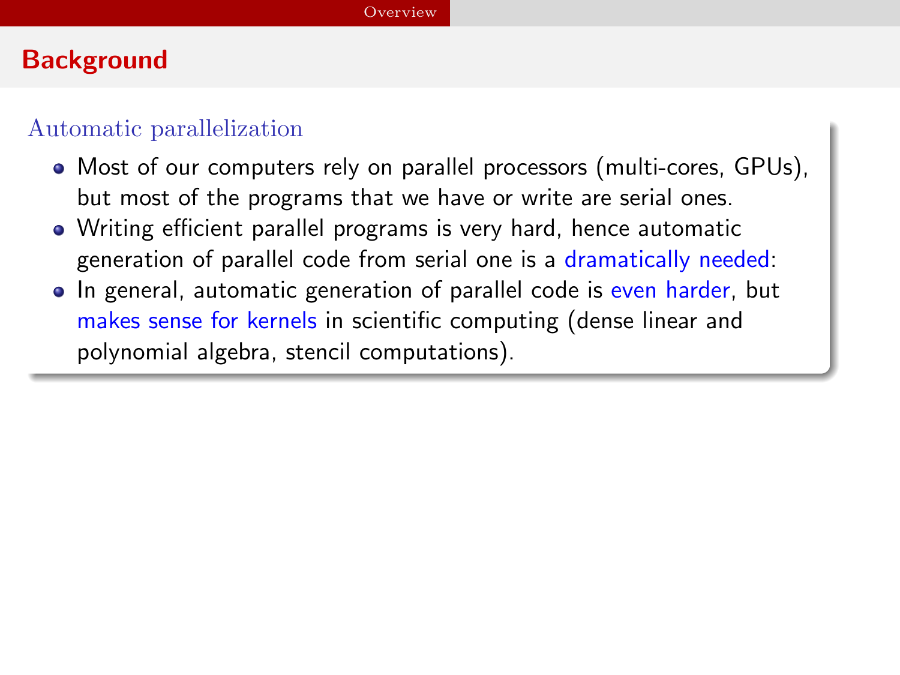## Background

### Automatic parallelization

- Most of our computers rely on parallel processors (multi-cores, GPUs), but most of the programs that we have or write are serial ones.
- Writing efficient parallel programs is very hard, hence automatic generation of parallel code from serial one is a dramatically needed:
- In general, automatic generation of parallel code is even harder, but makes sense for kernels in scientific computing (dense linear and polynomial algebra, stencil computations).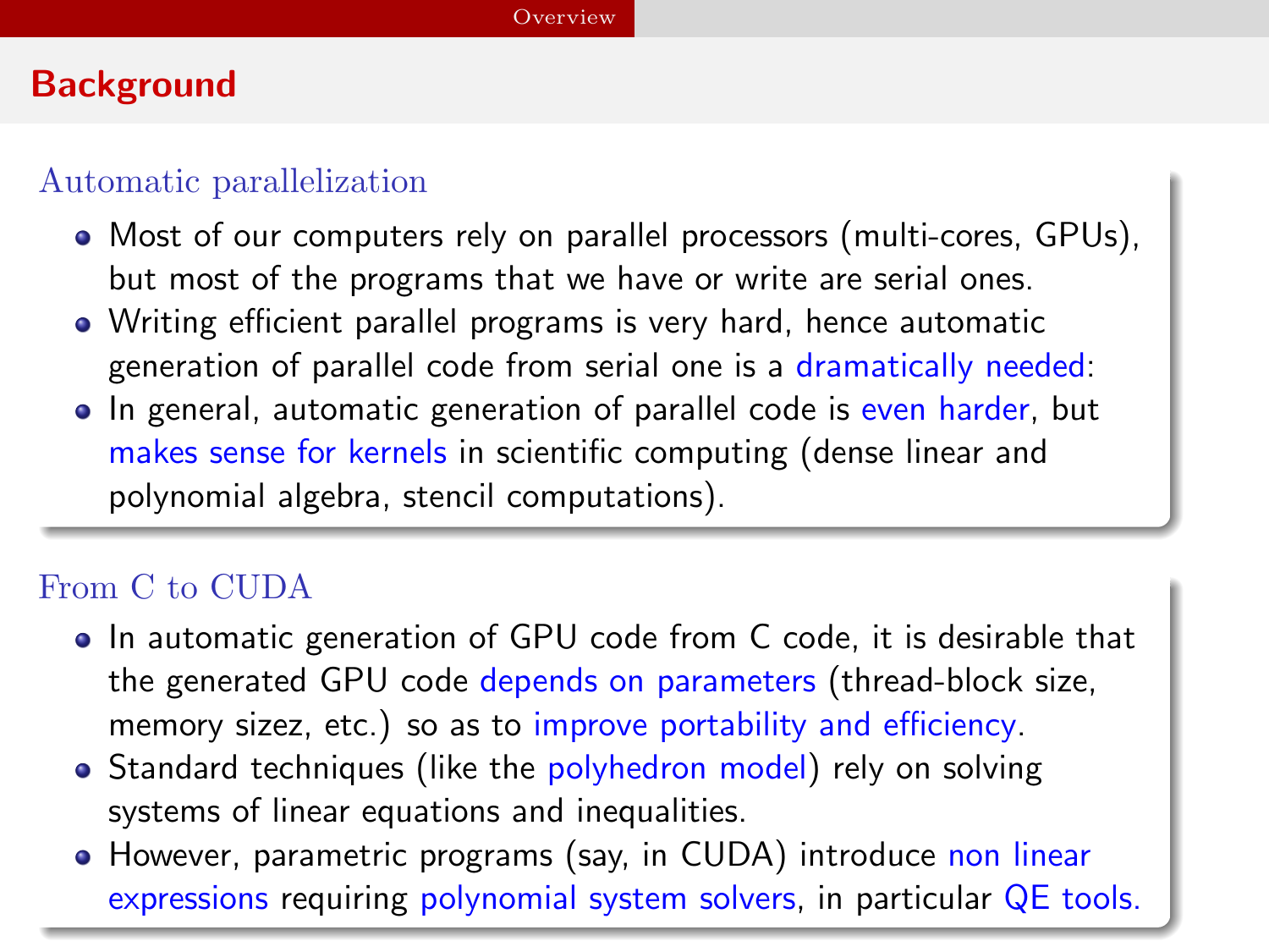## Background

### Automatic parallelization

- Most of our computers rely on parallel processors (multi-cores, GPUs), but most of the programs that we have or write are serial ones.
- Writing efficient parallel programs is very hard, hence automatic generation of parallel code from serial one is a dramatically needed:
- In general, automatic generation of parallel code is even harder, but makes sense for kernels in scientific computing (dense linear and polynomial algebra, stencil computations).

### From C to CUDA

- In automatic generation of GPU code from C code, it is desirable that the generated GPU code depends on parameters (thread-block size, memory sizez, etc.) so as to improve portability and efficiency.
- Standard techniques (like the polyhedron model) rely on solving systems of linear equations and inequalities.
- However, parametric programs (say, in CUDA) introduce non linear expressions requiring polynomial system solvers, in particular QE tools.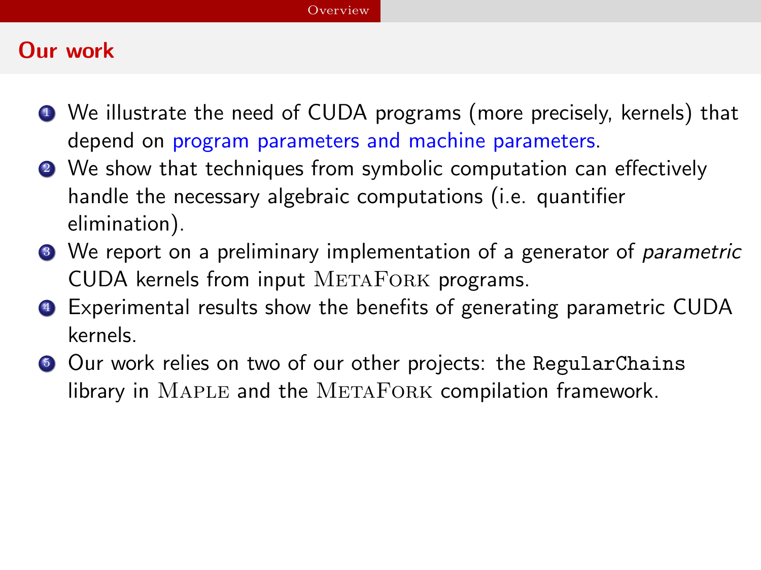## Our work

1. We illustrate the need of CUDA programs (more precisely, kernels) that depend on program parameters and machine parameters.
2. We show that techniques from symbolic computation can effectively handle the necessary algebraic computations (i.e. quantifier elimination).
3. We report on a preliminary implementation of a generator of *parametric* CUDA kernels from input MetaFork programs.
4. Experimental results show the benefits of generating parametric CUDA kernels.
5. Our work relies on two of our other projects: the `RegularChains` library in Maple and the MetaFork compilation framework.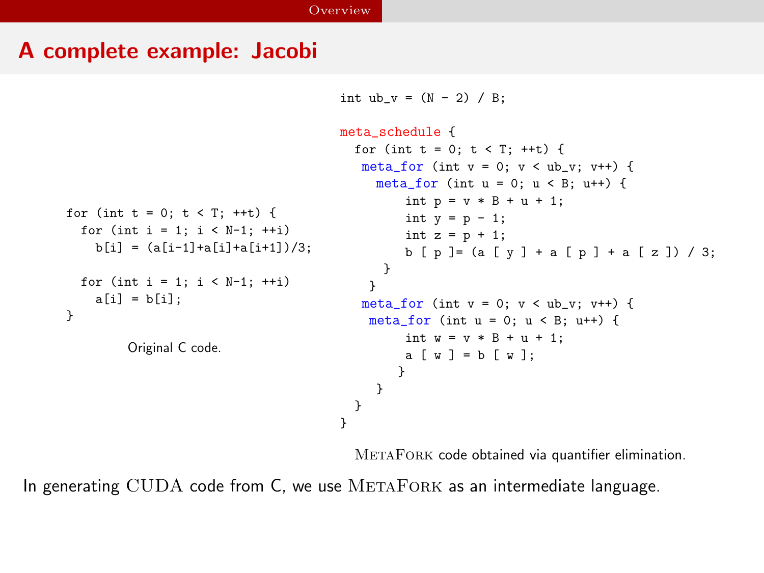## A complete example: Jacobi

```
for (int t = 0; t < T; ++t) {
  for (int i = 1; i < N-1; ++i)
    b[i] = (a[i-1]+a[i]+a[i+1])/3;

  for (int i = 1; i < N-1; ++i)
    a[i] = b[i];
}
```

Original C code.

```
int ub_v = (N - 2) / B;

meta_schedule {
  for (int t = 0; t < T; ++t) {
   meta_for (int v = 0; v < ub_v; v++) {
     meta_for (int u = 0; u < B; u++) {
         int p = v * B + u + 1;
         int y = p - 1;
         int z = p + 1;
         b [ p ]= (a [ y ] + a [ p ] + a [ z ]) / 3;
      }
    }
   meta_for (int v = 0; v < ub_v; v++) {
    meta_for (int u = 0; u < B; u++) {
         int w = v * B + u + 1;
         a [ w ] = b [ w ];
        }
     }
  }
}
```

MetaFork code obtained via quantifier elimination.

In generating CUDA code from C, we use MetaFork as an intermediate language.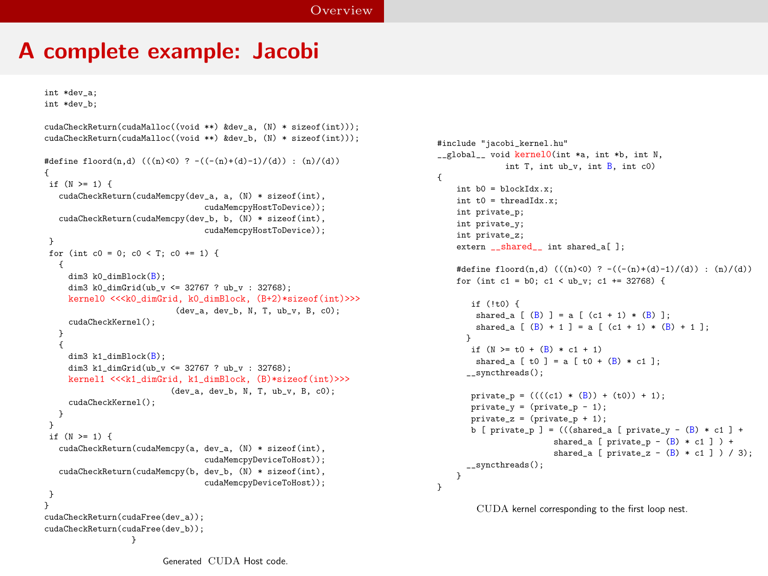# A complete example: Jacobi

```
int *dev_a;
int *dev_b;

cudaCheckReturn(cudaMalloc((void **) &dev_a, (N) * sizeof(int)));
cudaCheckReturn(cudaMalloc((void **) &dev_b, (N) * sizeof(int)));

#define floord(n,d) (((n)<0) ? -((-(n)+(d)-1)/(d)) : (n)/(d))
{
 if (N >= 1) {
   cudaCheckReturn(cudaMemcpy(dev_a, a, (N) * sizeof(int),
                              cudaMemcpyHostToDevice));
   cudaCheckReturn(cudaMemcpy(dev_b, b, (N) * sizeof(int),
                              cudaMemcpyHostToDevice));
 }
 for (int c0 = 0; c0 < T; c0 += 1) {
   {
     dim3 k0_dimBlock(B);
     dim3 k0_dimGrid(ub_v <= 32767 ? ub_v : 32768);
     kernel0 <<<k0_dimGrid, k0_dimBlock, (B+2)*sizeof(int)>>>
                       (dev_a, dev_b, N, T, ub_v, B, c0);
     cudaCheckKernel();
   }
   {
     dim3 k1_dimBlock(B);
     dim3 k1_dimGrid(ub_v <= 32767 ? ub_v : 32768);
     kernel1 <<<k1_dimGrid, k1_dimBlock, (B)*sizeof(int)>>>
                      (dev_a, dev_b, N, T, ub_v, B, c0);
     cudaCheckKernel();
   }
 }
 if (N >= 1) {
   cudaCheckReturn(cudaMemcpy(a, dev_a, (N) * sizeof(int),
                              cudaMemcpyDeviceToHost));
   cudaCheckReturn(cudaMemcpy(b, dev_b, (N) * sizeof(int),
                              cudaMemcpyDeviceToHost));
 }
}
cudaCheckReturn(cudaFree(dev_a));
cudaCheckReturn(cudaFree(dev_b));
                  }
```

Generated CUDA Host code.

```
#include "jacobi_kernel.hu"
__global__ void kernel0(int *a, int *b, int N,
              int T, int ub_v, int B, int c0)
{
    int b0 = blockIdx.x;
    int t0 = threadIdx.x;
    int private_p;
    int private_y;
    int private_z;
    extern __shared__ int shared_a[ ];

    #define floord(n,d) (((n)<0) ? -((-(n)+(d)-1)/(d)) : (n)/(d))
    for (int c1 = b0; c1 < ub_v; c1 += 32768) {

      if (!t0) {
       shared_a [ (B) ] = a [ (c1 + 1) * (B) ];
       shared_a [ (B) + 1 ] = a [ (c1 + 1) * (B) + 1 ];
     }
      if (N >= t0 + (B) * c1 + 1)
       shared_a [ t0 ] = a [ t0 + (B) * c1 ];
     __syncthreads();

      private_p = ((((c1) * (B)) + (t0)) + 1);
      private_y = (private_p - 1);
      private_z = (private_p + 1);
      b [ private_p ] = (((shared_a [ private_y - (B) * c1 ] +
                       shared_a [ private_p - (B) * c1 ] ) +
                       shared_a [ private_z - (B) * c1 ] ) / 3);
     __syncthreads();
    }
}
```

CUDA kernel corresponding to the first loop nest.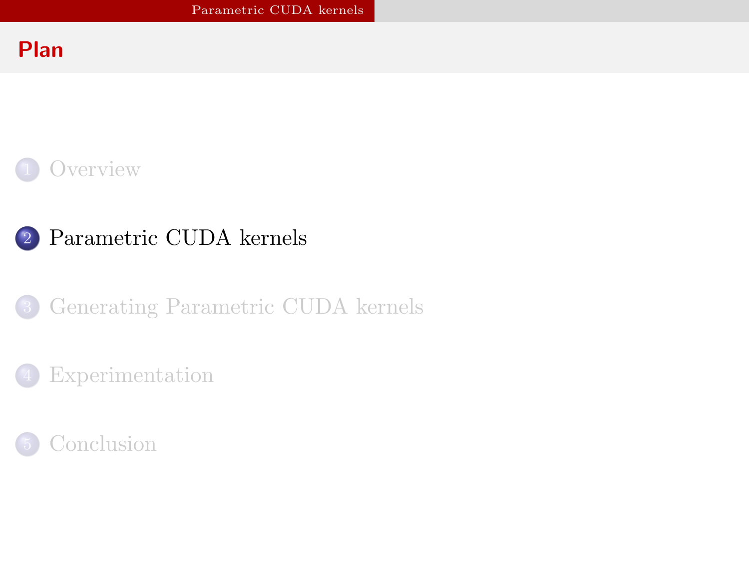# Plan

1. Overview
2. Parametric CUDA kernels
3. Generating Parametric CUDA kernels
4. Experimentation
5. Conclusion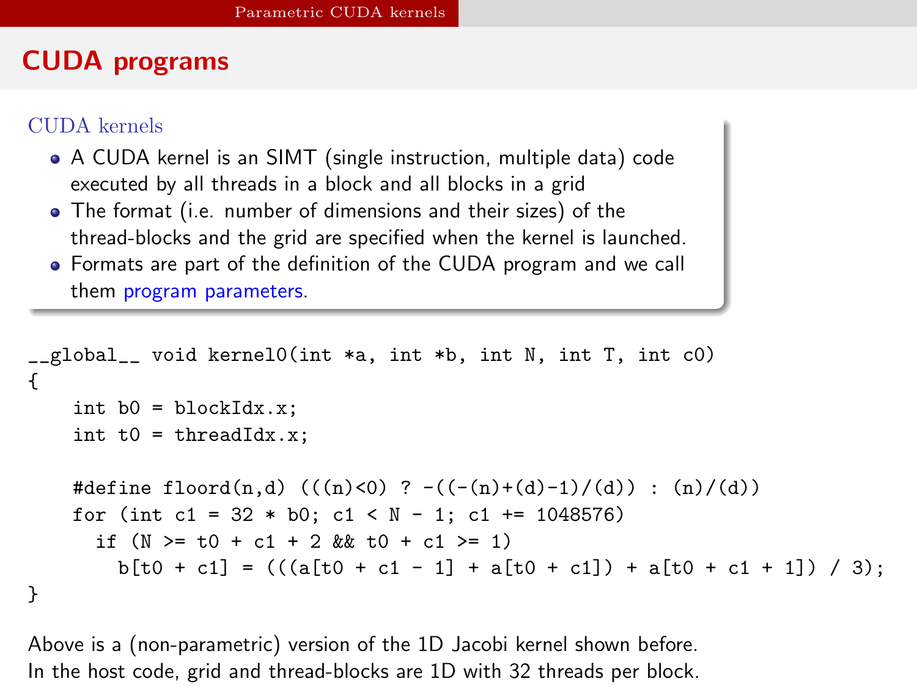## CUDA programs

### CUDA kernels

- A CUDA kernel is an SIMT (single instruction, multiple data) code executed by all threads in a block and all blocks in a grid
- The format (i.e. number of dimensions and their sizes) of the thread-blocks and the grid are specified when the kernel is launched.
- Formats are part of the definition of the CUDA program and we call them program parameters.

```
__global__ void kernel0(int *a, int *b, int N, int T, int c0)
{
    int b0 = blockIdx.x;
    int t0 = threadIdx.x;

    #define floord(n,d) (((n)<0) ? -((-(n)+(d)-1)/(d)) : (n)/(d))
    for (int c1 = 32 * b0; c1 < N - 1; c1 += 1048576)
      if (N >= t0 + c1 + 2 && t0 + c1 >= 1)
        b[t0 + c1] = (((a[t0 + c1 - 1] + a[t0 + c1]) + a[t0 + c1 + 1]) / 3);
}
```

Above is a (non-parametric) version of the 1D Jacobi kernel shown before.
In the host code, grid and thread-blocks are 1D with 32 threads per block.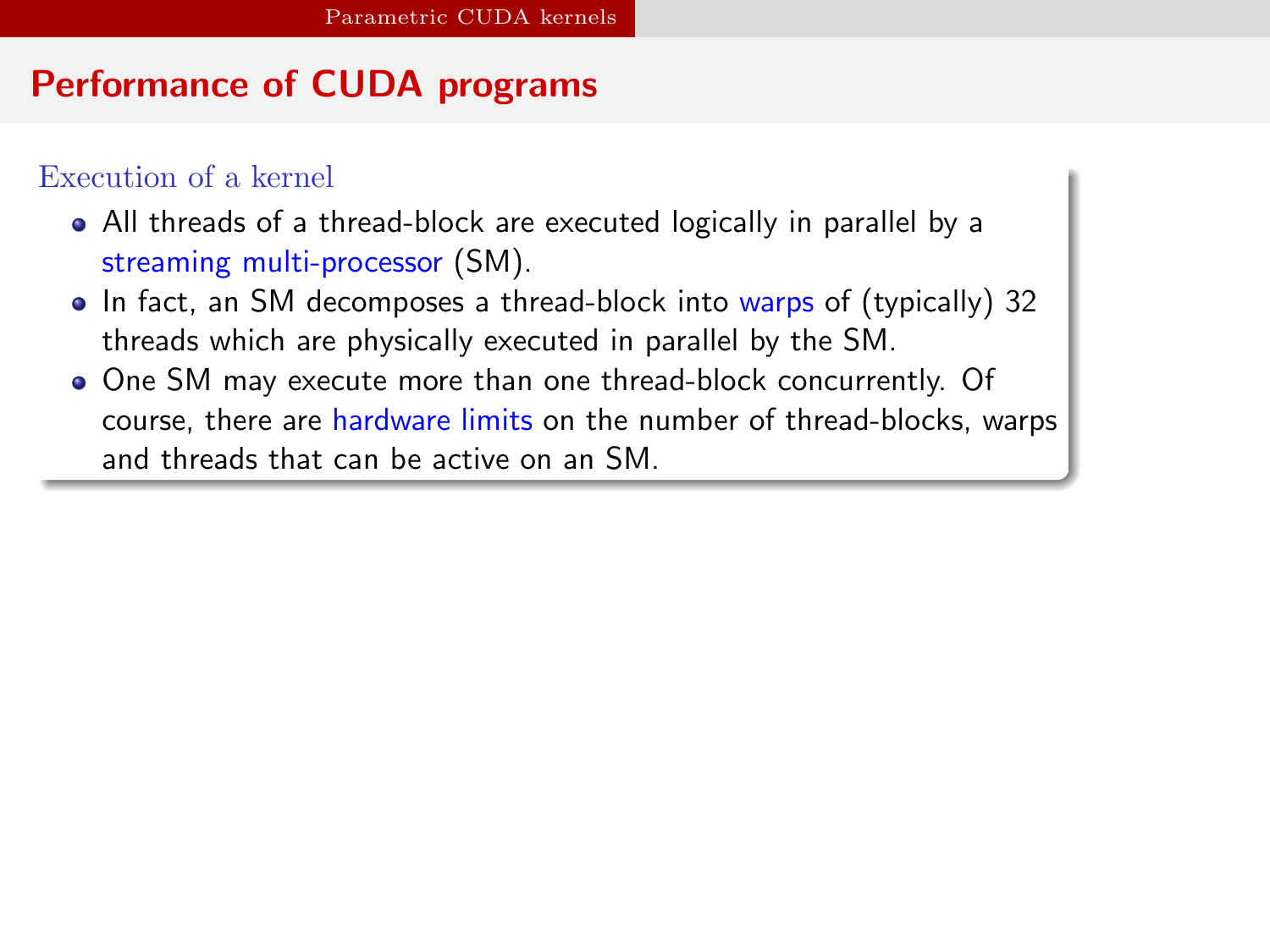# Performance of CUDA programs

### Execution of a kernel

- All threads of a thread-block are executed logically in parallel by a streaming multi-processor (SM).
- In fact, an SM decomposes a thread-block into warps of (typically) 32 threads which are physically executed in parallel by the SM.
- One SM may execute more than one thread-block concurrently. Of course, there are hardware limits on the number of thread-blocks, warps and threads that can be active on an SM.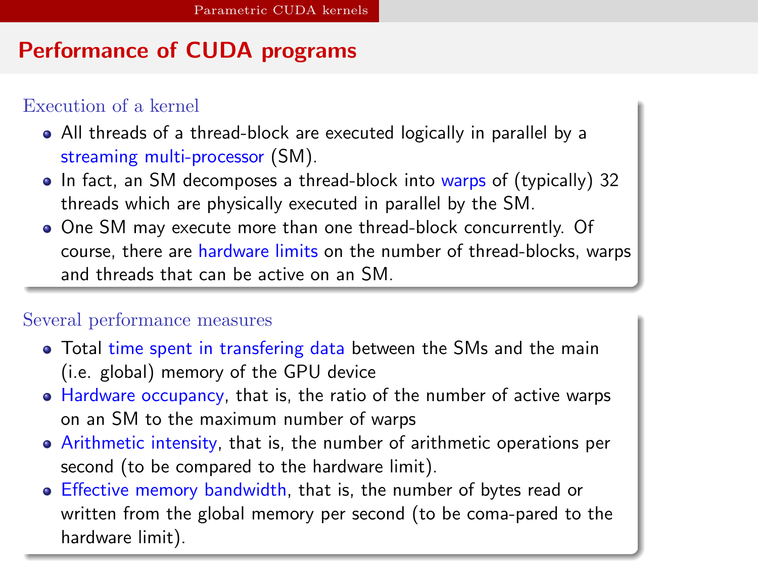# Performance of CUDA programs

### Execution of a kernel

- All threads of a thread-block are executed logically in parallel by a streaming multi-processor (SM).
- In fact, an SM decomposes a thread-block into warps of (typically) 32 threads which are physically executed in parallel by the SM.
- One SM may execute more than one thread-block concurrently. Of course, there are hardware limits on the number of thread-blocks, warps and threads that can be active on an SM.

### Several performance measures

- Total time spent in transfering data between the SMs and the main (i.e. global) memory of the GPU device
- Hardware occupancy, that is, the ratio of the number of active warps on an SM to the maximum number of warps
- Arithmetic intensity, that is, the number of arithmetic operations per second (to be compared to the hardware limit).
- Effective memory bandwidth, that is, the number of bytes read or written from the global memory per second (to be coma-pared to the hardware limit).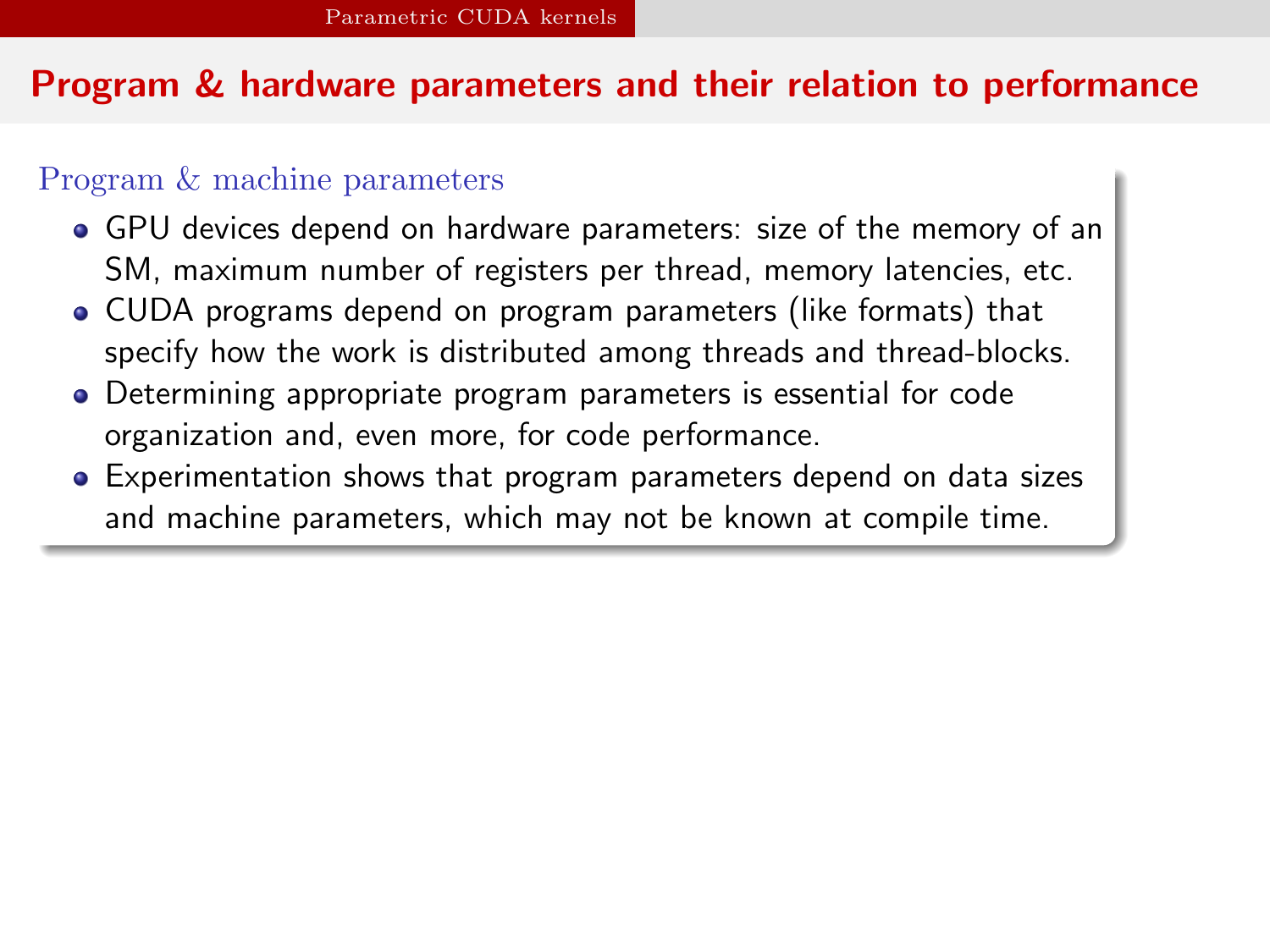## Program & hardware parameters and their relation to performance

### Program & machine parameters

- GPU devices depend on hardware parameters: size of the memory of an SM, maximum number of registers per thread, memory latencies, etc.
- CUDA programs depend on program parameters (like formats) that specify how the work is distributed among threads and thread-blocks.
- Determining appropriate program parameters is essential for code organization and, even more, for code performance.
- Experimentation shows that program parameters depend on data sizes and machine parameters, which may not be known at compile time.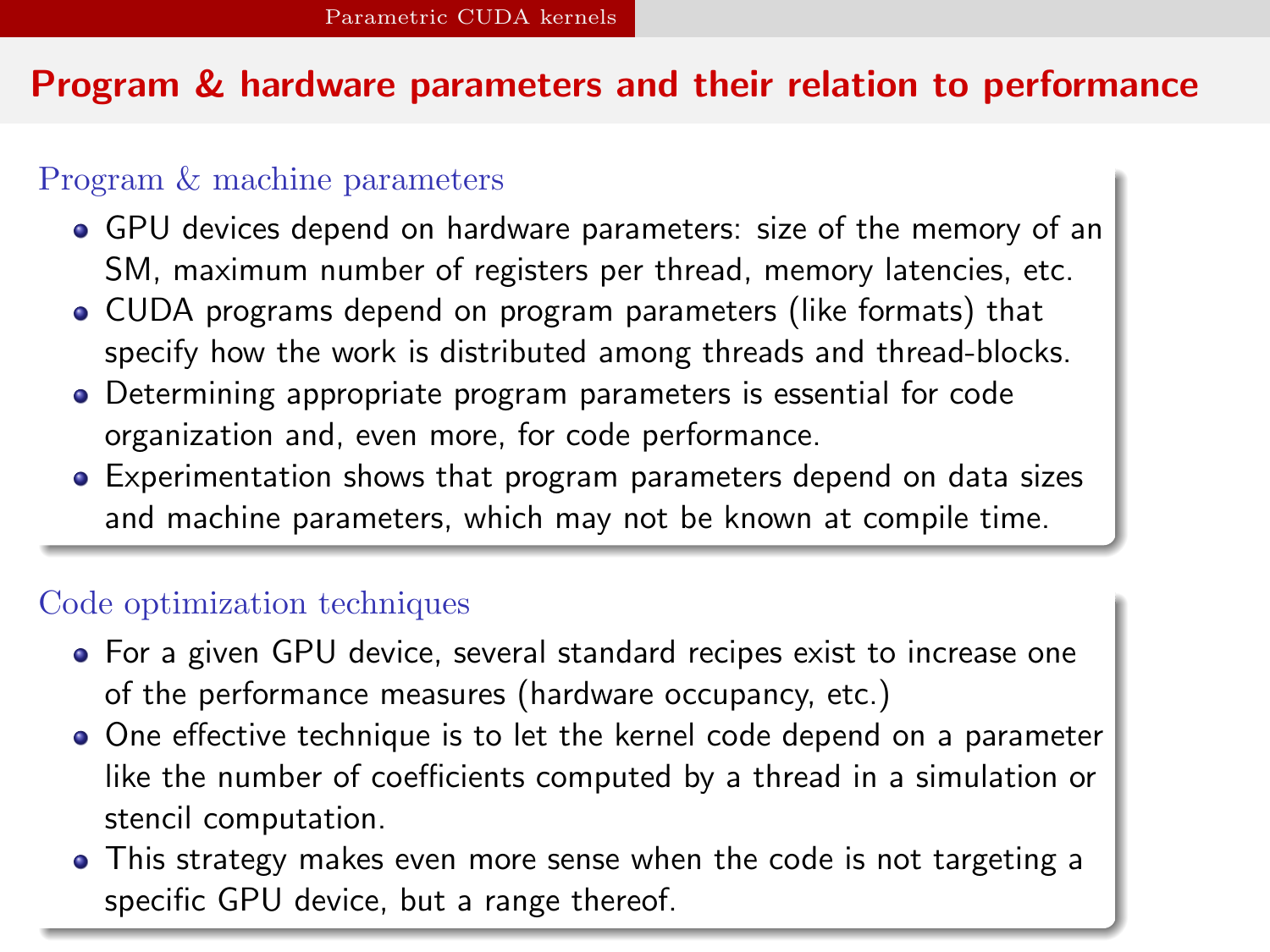# Program & hardware parameters and their relation to performance

## Program & machine parameters

- GPU devices depend on hardware parameters: size of the memory of an SM, maximum number of registers per thread, memory latencies, etc.
- CUDA programs depend on program parameters (like formats) that specify how the work is distributed among threads and thread-blocks.
- Determining appropriate program parameters is essential for code organization and, even more, for code performance.
- Experimentation shows that program parameters depend on data sizes and machine parameters, which may not be known at compile time.

## Code optimization techniques

- For a given GPU device, several standard recipes exist to increase one of the performance measures (hardware occupancy, etc.)
- One effective technique is to let the kernel code depend on a parameter like the number of coefficients computed by a thread in a simulation or stencil computation.
- This strategy makes even more sense when the code is not targeting a specific GPU device, but a range thereof.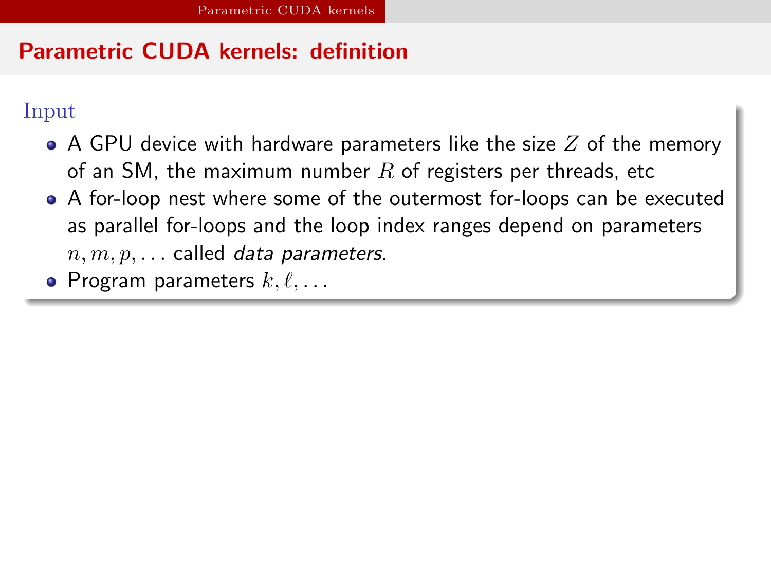## Parametric CUDA kernels: definition

### Input

- A GPU device with hardware parameters like the size $Z$ of the memory of an SM, the maximum number $R$ of registers per threads, etc
- A for-loop nest where some of the outermost for-loops can be executed as parallel for-loops and the loop index ranges depend on parameters $n, m, p, \ldots$ called *data parameters*.
- Program parameters $k, \ell, \ldots$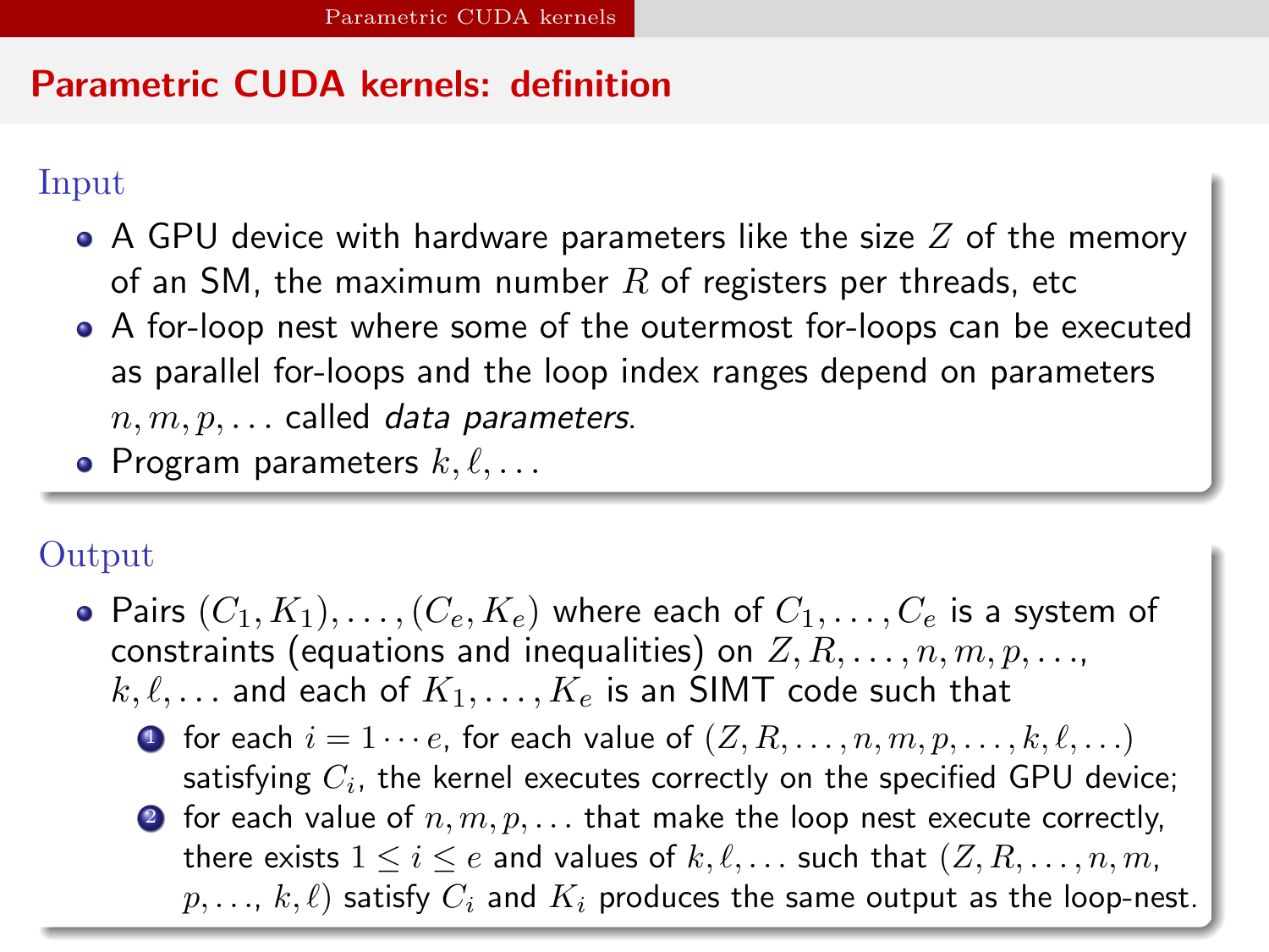## Parametric CUDA kernels: definition

### Input

- A GPU device with hardware parameters like the size $Z$ of the memory of an SM, the maximum number $R$ of registers per threads, etc
- A for-loop nest where some of the outermost for-loops can be executed as parallel for-loops and the loop index ranges depend on parameters $n, m, p, \ldots$ called *data parameters*.
- Program parameters $k, \ell, \ldots$

### Output

- Pairs $(C_1, K_1), \ldots, (C_e, K_e)$ where each of $C_1, \ldots, C_e$ is a system of constraints (equations and inequalities) on $Z, R, \ldots, n, m, p, \ldots,$ $k, \ell, \ldots$ and each of $K_1, \ldots, K_e$ is an SIMT code such that
  1. for each $i = 1 \cdots e$, for each value of $(Z, R, \ldots, n, m, p, \ldots, k, \ell, \ldots)$ satisfying $C_i$, the kernel executes correctly on the specified GPU device;
  2. for each value of $n, m, p, \ldots$ that make the loop nest execute correctly, there exists $1 \leq i \leq e$ and values of $k, \ell, \ldots$ such that $(Z, R, \ldots, n, m,$ $p, \ldots, k, \ell)$ satisfy $C_i$ and $K_i$ produces the same output as the loop-nest.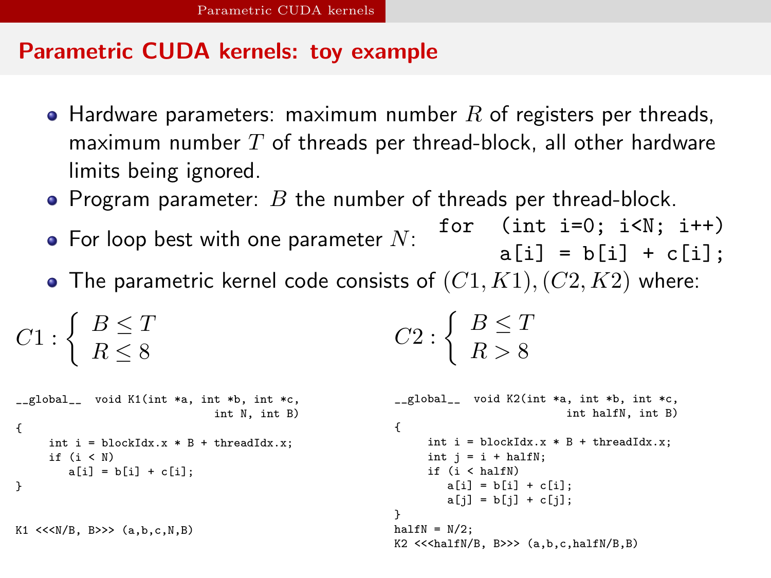## Parametric CUDA kernels: toy example

- Hardware parameters: maximum number $R$ of registers per threads, maximum number $T$ of threads per thread-block, all other hardware limits being ignored.
- Program parameter: $B$ the number of threads per thread-block.
- For loop best with one parameter $N$:

```
for  (int i=0; i<N; i++)
         a[i] = b[i] + c[i];
```

- The parametric kernel code consists of $(C1, K1), (C2, K2)$ where:

$$C1 : \begin{cases} B \leq T \\ R \leq 8 \end{cases}$$

```
__global__  void K1(int *a, int *b, int *c,
                            int N, int B)
{
     int i = blockIdx.x * B + threadIdx.x;
     if (i < N)
        a[i] = b[i] + c[i];
}


K1 <<<N/B, B>>> (a,b,c,N,B)
```

$$C2 : \begin{cases} B \leq T \\ R > 8 \end{cases}$$

```
__global__  void K2(int *a, int *b, int *c,
                          int halfN, int B)
{
     int i = blockIdx.x * B + threadIdx.x;
     int j = i + halfN;
     if (i < halfN)
        a[i] = b[i] + c[i];
        a[j] = b[j] + c[j];
}
halfN = N/2;
K2 <<<halfN/B, B>>> (a,b,c,halfN/B,B)
```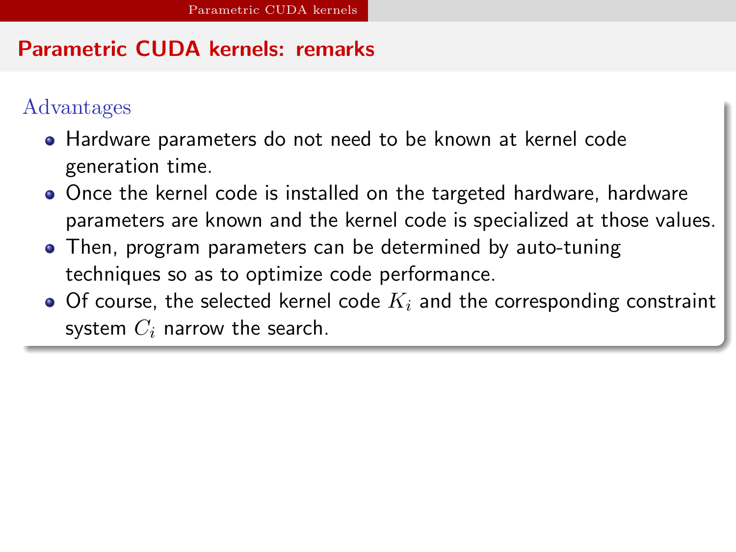# Parametric CUDA kernels: remarks

### Advantages

- Hardware parameters do not need to be known at kernel code generation time.
- Once the kernel code is installed on the targeted hardware, hardware parameters are known and the kernel code is specialized at those values.
- Then, program parameters can be determined by auto-tuning techniques so as to optimize code performance.
- Of course, the selected kernel code $K_i$ and the corresponding constraint system $C_i$ narrow the search.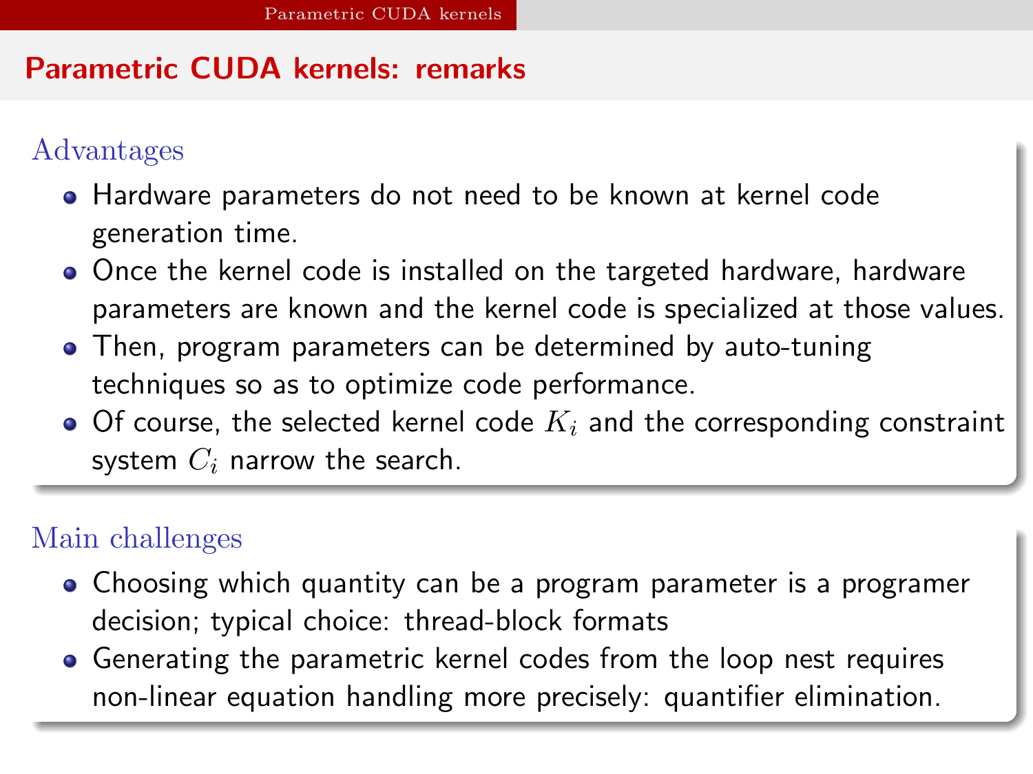# Parametric CUDA kernels: remarks

### Advantages

- Hardware parameters do not need to be known at kernel code generation time.
- Once the kernel code is installed on the targeted hardware, hardware parameters are known and the kernel code is specialized at those values.
- Then, program parameters can be determined by auto-tuning techniques so as to optimize code performance.
- Of course, the selected kernel code $K_i$ and the corresponding constraint system $C_i$ narrow the search.

### Main challenges

- Choosing which quantity can be a program parameter is a programer decision; typical choice: thread-block formats
- Generating the parametric kernel codes from the loop nest requires non-linear equation handling more precisely: quantifier elimination.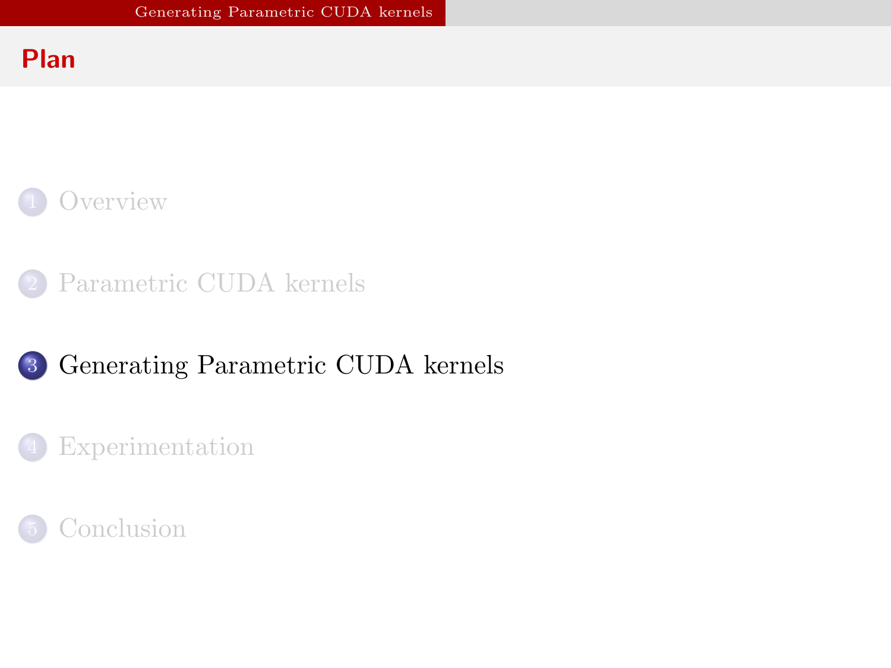# Plan

1. Overview
2. Parametric CUDA kernels
3. Generating Parametric CUDA kernels
4. Experimentation
5. Conclusion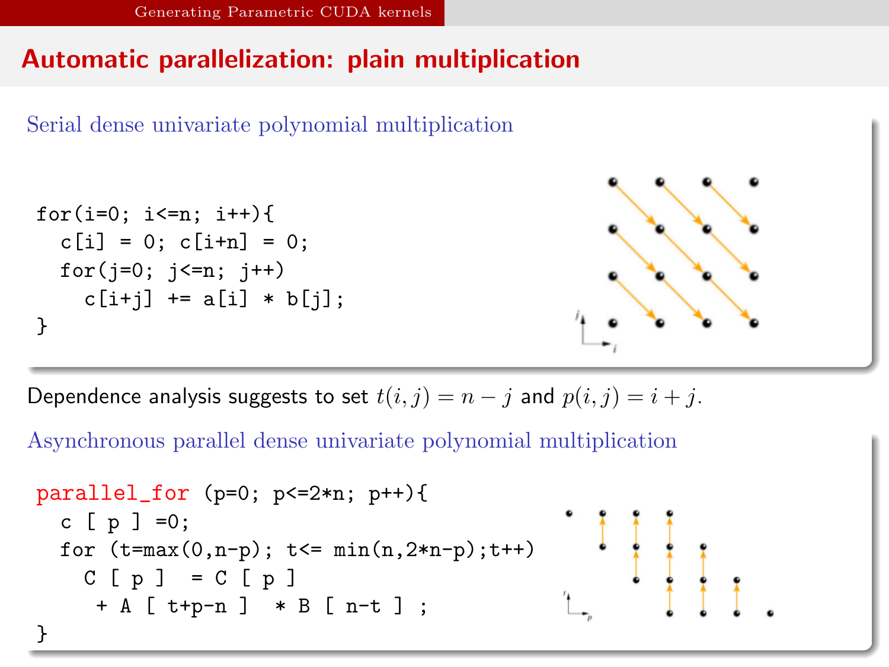# Automatic parallelization: plain multiplication

### Serial dense univariate polynomial multiplication

```
for(i=0; i<=n; i++){
  c[i] = 0; c[i+n] = 0;
  for(j=0; j<=n; j++)
    c[i+j] += a[i] * b[j];
}
```

Dependence analysis suggests to set $t(i,j) = n - j$ and $p(i,j) = i + j$.

### Asynchronous parallel dense univariate polynomial multiplication

```
parallel_for (p=0; p<=2*n; p++){
  c [ p ] =0;
  for (t=max(0,n-p); t<= min(n,2*n-p);t++)
    C [ p ]  = C [ p ]
     + A [ t+p-n ]  * B [ n-t ] ;
}
```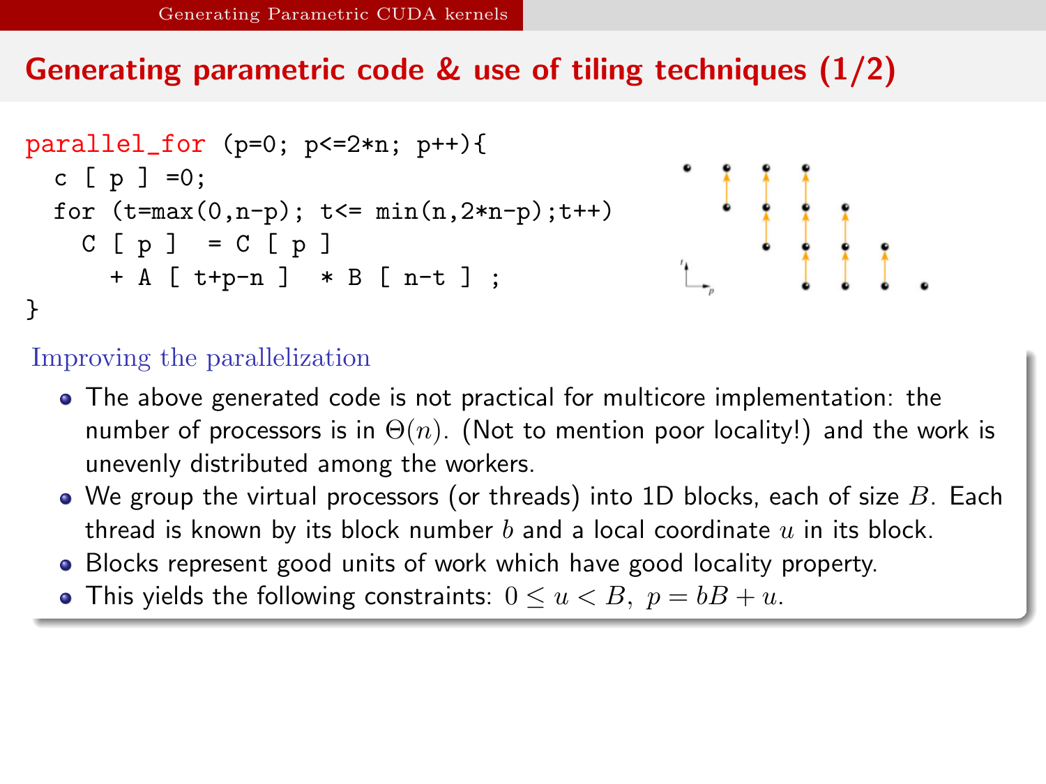## Generating parametric code & use of tiling techniques (1/2)

```
parallel_for (p=0; p<=2*n; p++){
  c [ p ] =0;
  for (t=max(0,n-p); t<= min(n,2*n-p);t++)
    C [ p ]  = C [ p ]
      + A [ t+p-n ]  * B [ n-t ] ;
}
```

### Improving the parallelization

- The above generated code is not practical for multicore implementation: the number of processors is in $\Theta(n)$. (Not to mention poor locality!) and the work is unevenly distributed among the workers.
- We group the virtual processors (or threads) into 1D blocks, each of size $B$. Each thread is known by its block number $b$ and a local coordinate $u$ in its block.
- Blocks represent good units of work which have good locality property.
- This yields the following constraints: $0 \leq u < B, \ p = bB + u$.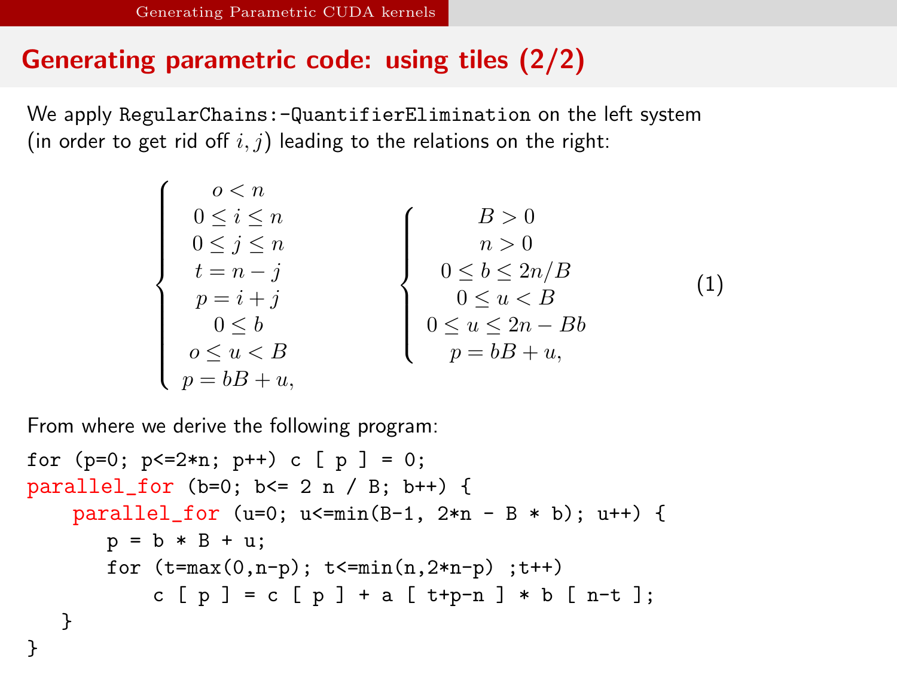## Generating parametric code: using tiles (2/2)

We apply `RegularChains:-QuantifierElimination` on the left system (in order to get rid off $i, j$) leading to the relations on the right:

$$
\begin{cases}
o < n \\
0 \leq i \leq n \\
0 \leq j \leq n \\
t = n - j \\
p = i + j \\
0 \leq b \\
o \leq u < B \\
p = bB + u,
\end{cases}
\qquad
\begin{cases}
B > 0 \\
n > 0 \\
0 \leq b \leq 2n/B \\
0 \leq u < B \\
0 \leq u \leq 2n - Bb \\
p = bB + u,
\end{cases}
\tag{1}
$$

From where we derive the following program:

```
for (p=0; p<=2*n; p++) c [ p ] = 0;
parallel_for (b=0; b<= 2 n / B; b++) {
    parallel_for (u=0; u<=min(B-1, 2*n - B * b); u++) {
       p = b * B + u;
       for (t=max(0,n-p); t<=min(n,2*n-p) ;t++)
           c [ p ] = c [ p ] + a [ t+p-n ] * b [ n-t ];
   }
}
```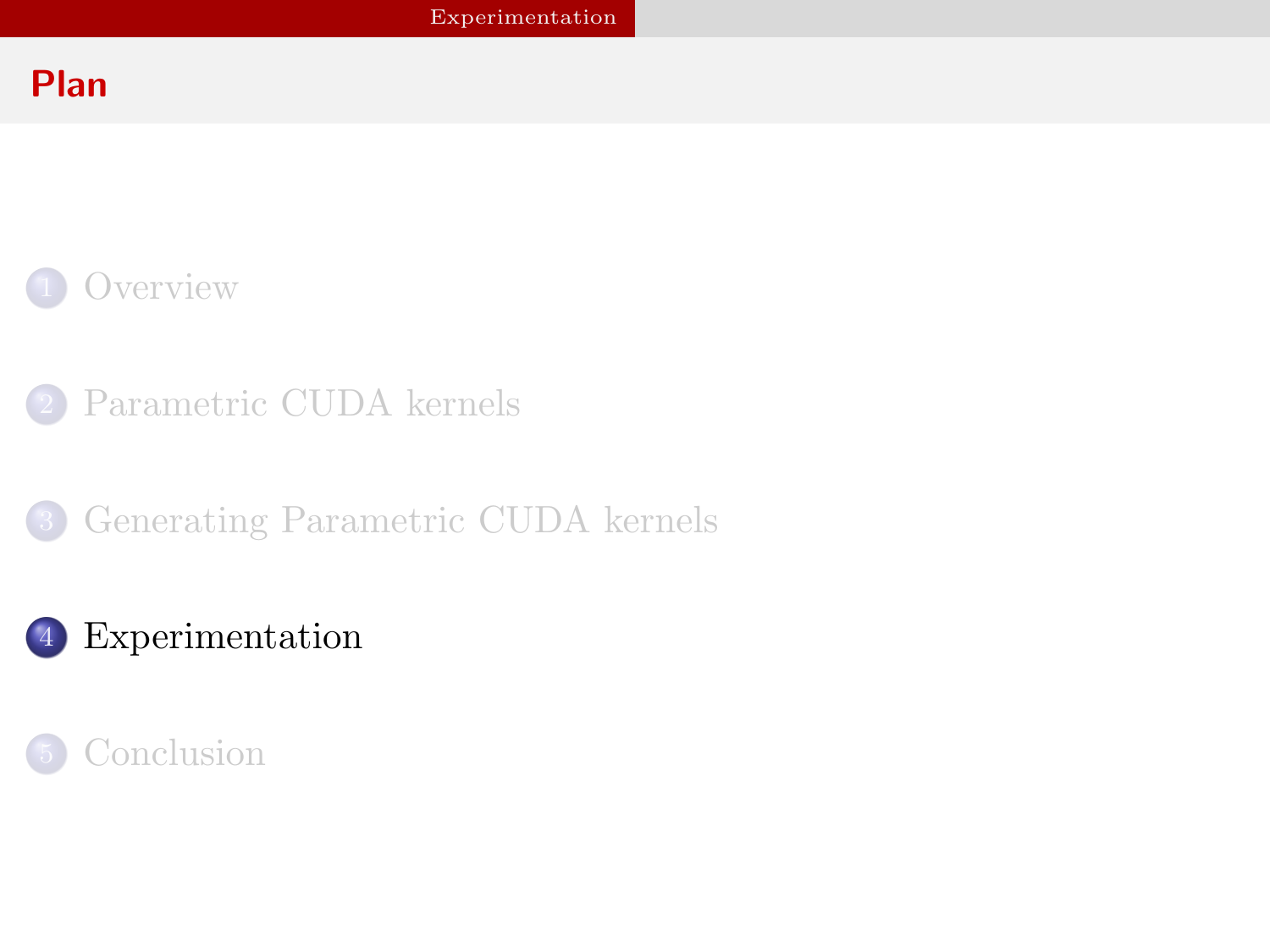## Plan

1. Overview
2. Parametric CUDA kernels
3. Generating Parametric CUDA kernels
4. Experimentation
5. Conclusion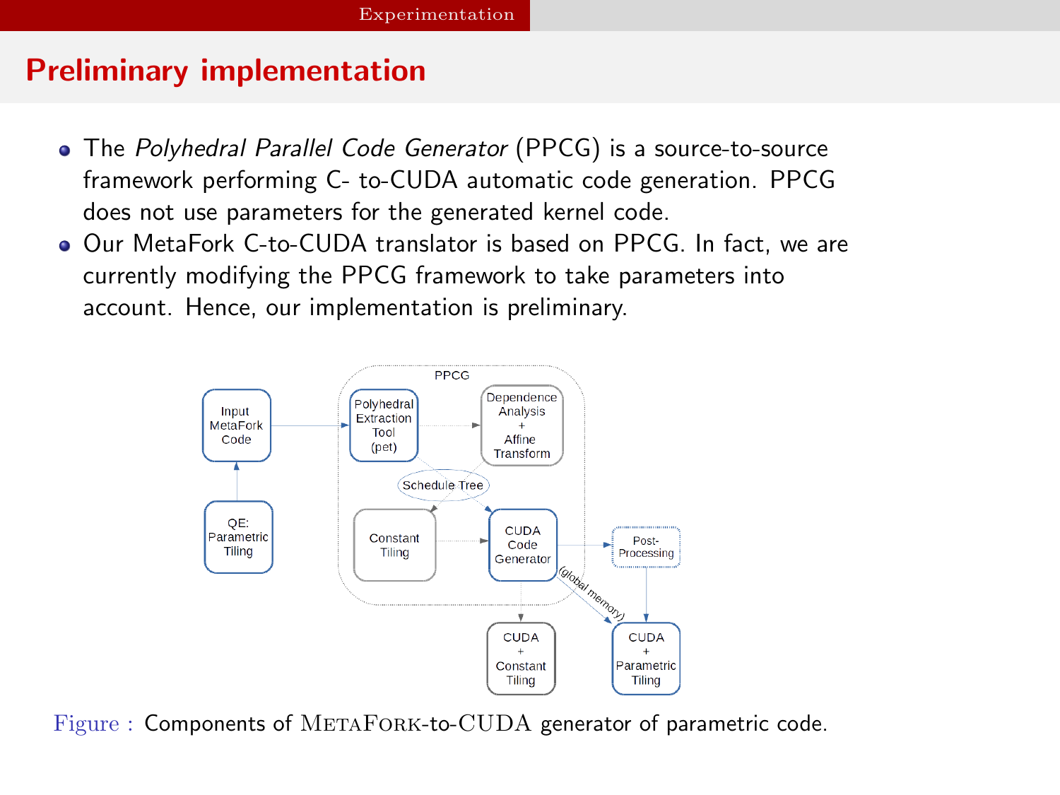## Preliminary implementation

- The *Polyhedral Parallel Code Generator* (PPCG) is a source-to-source framework performing C- to-CUDA automatic code generation. PPCG does not use parameters for the generated kernel code.
- Our MetaFork C-to-CUDA translator is based on PPCG. In fact, we are currently modifying the PPCG framework to take parameters into account. Hence, our implementation is preliminary.

Figure : Components of MetaFork-to-CUDA generator of parametric code.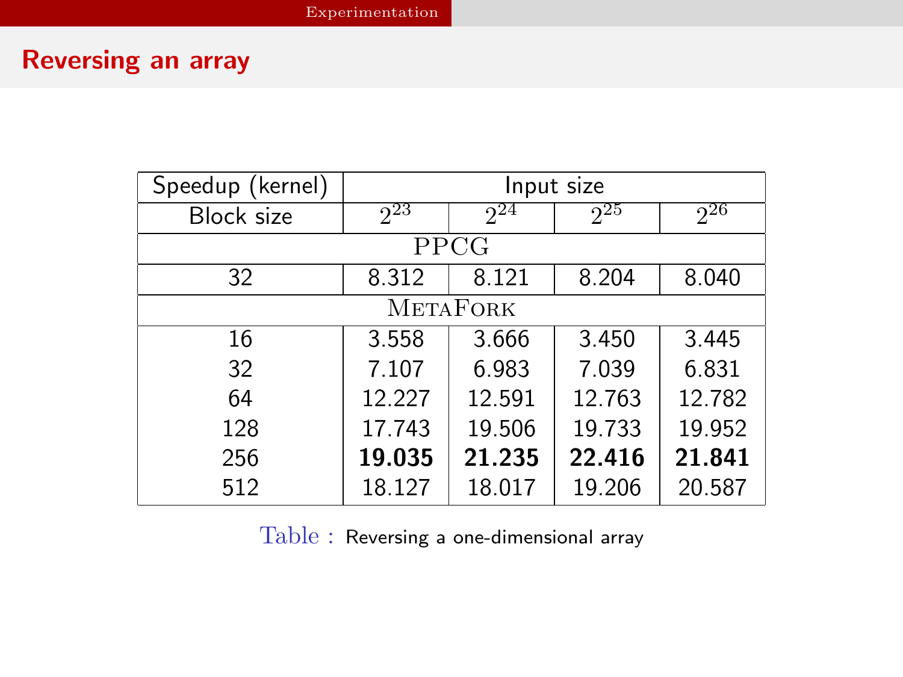## Reversing an array

| Speedup (kernel) | Input size | | | |
|---|---|---|---|---|
| Block size | $2^{23}$ | $2^{24}$ | $2^{25}$ | $2^{26}$ |
| PPCG | | | | |
| 32 | 8.312 | 8.121 | 8.204 | 8.040 |
| MetaFork | | | | |
| 16 | 3.558 | 3.666 | 3.450 | 3.445 |
| 32 | 7.107 | 6.983 | 7.039 | 6.831 |
| 64 | 12.227 | 12.591 | 12.763 | 12.782 |
| 128 | 17.743 | 19.506 | 19.733 | 19.952 |
| 256 | **19.035** | **21.235** | **22.416** | **21.841** |
| 512 | 18.127 | 18.017 | 19.206 | 20.587 |

Table : Reversing a one-dimensional array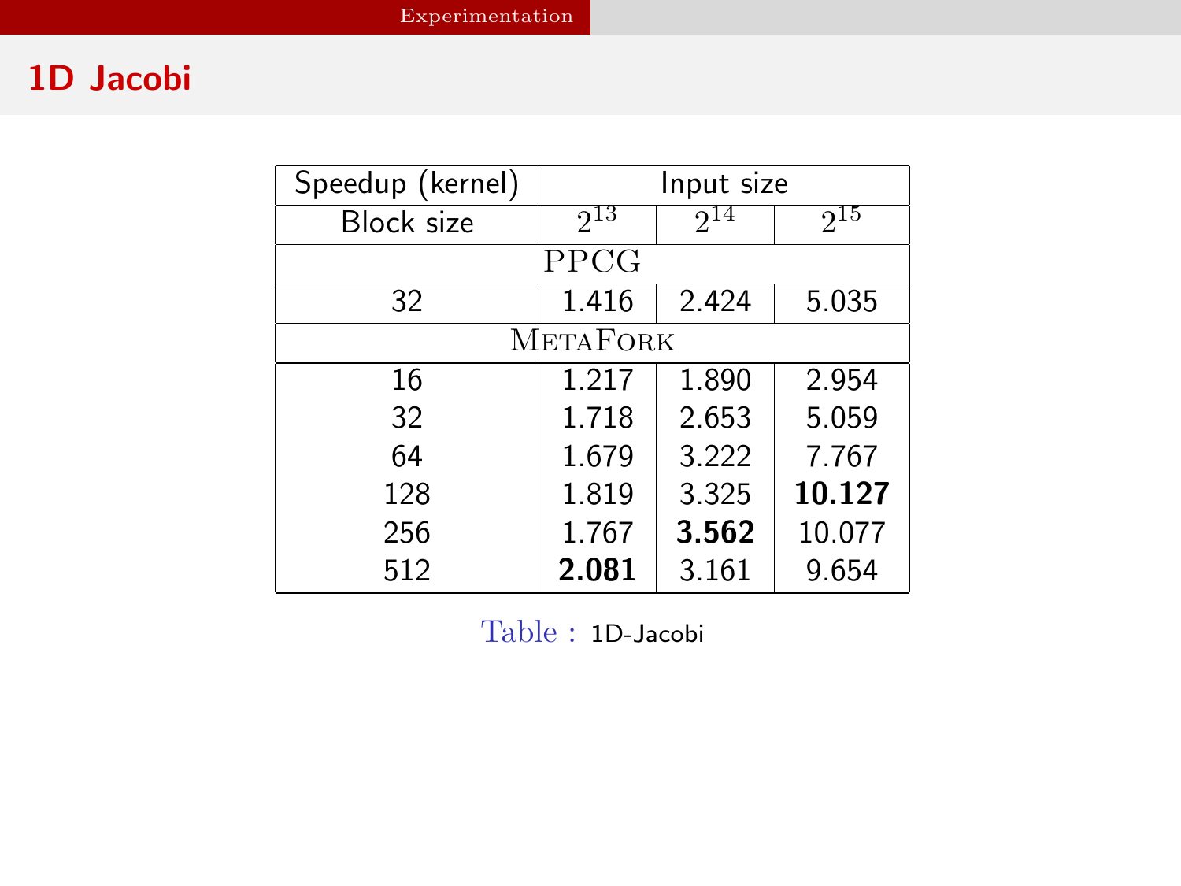## 1D Jacobi

| Speedup (kernel) | Input size | | |
|---|---|---|---|
| Block size | $2^{13}$ | $2^{14}$ | $2^{15}$ |
| PPCG | | | |
| 32 | 1.416 | 2.424 | 5.035 |
| MetaFork | | | |
| 16 | 1.217 | 1.890 | 2.954 |
| 32 | 1.718 | 2.653 | 5.059 |
| 64 | 1.679 | 3.222 | 7.767 |
| 128 | 1.819 | 3.325 | **10.127** |
| 256 | 1.767 | **3.562** | 10.077 |
| 512 | **2.081** | 3.161 | 9.654 |

Table : 1D-Jacobi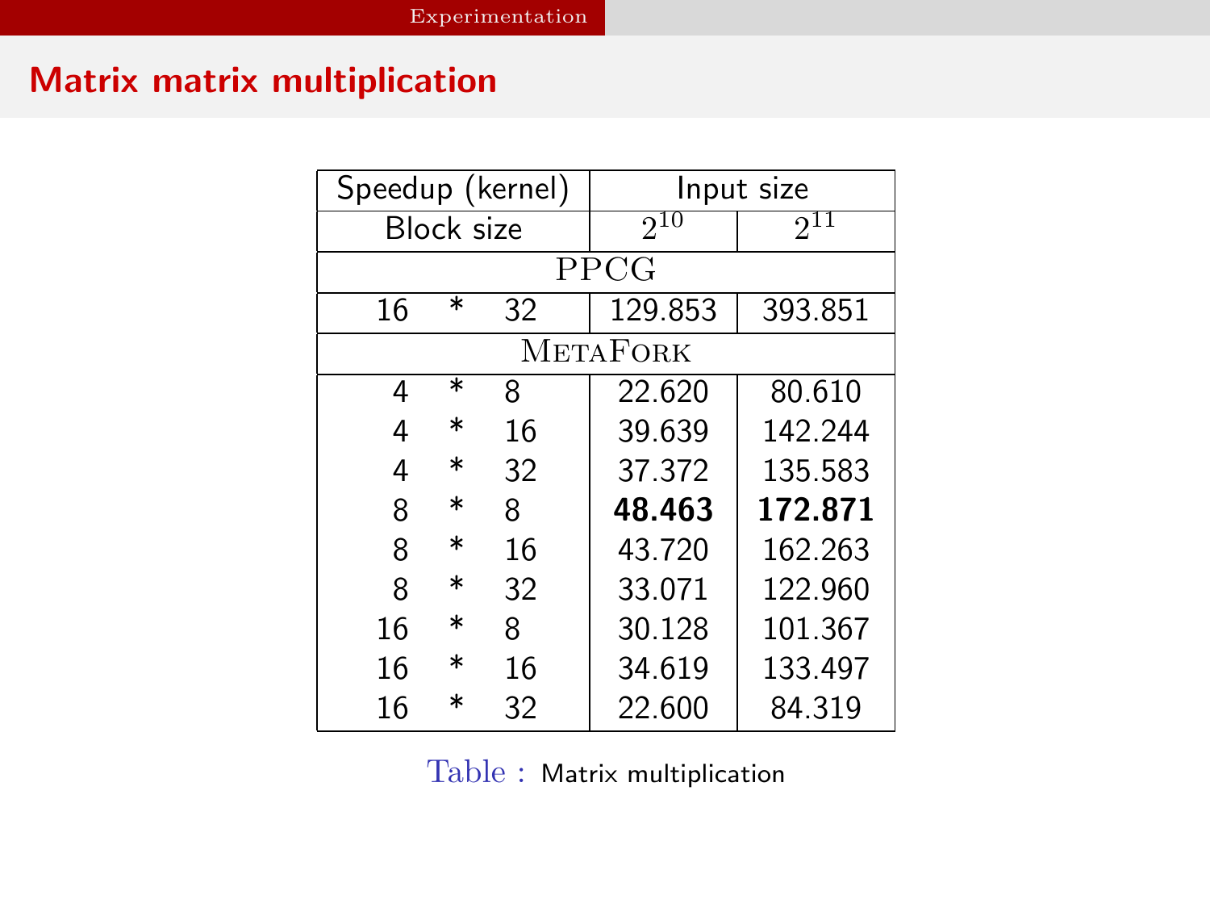## Matrix matrix multiplication

| Speedup (kernel) | Input size | |
|---|---|---|
| Block size | $2^{10}$ | $2^{11}$ |
| PPCG | | |
| 16 * 32 | 129.853 | 393.851 |
| METAFORK | | |
| 4 * 8 | 22.620 | 80.610 |
| 4 * 16 | 39.639 | 142.244 |
| 4 * 32 | 37.372 | 135.583 |
| 8 * 8 | **48.463** | **172.871** |
| 8 * 16 | 43.720 | 162.263 |
| 8 * 32 | 33.071 | 122.960 |
| 16 * 8 | 30.128 | 101.367 |
| 16 * 16 | 34.619 | 133.497 |
| 16 * 32 | 22.600 | 84.319 |

Table : Matrix multiplication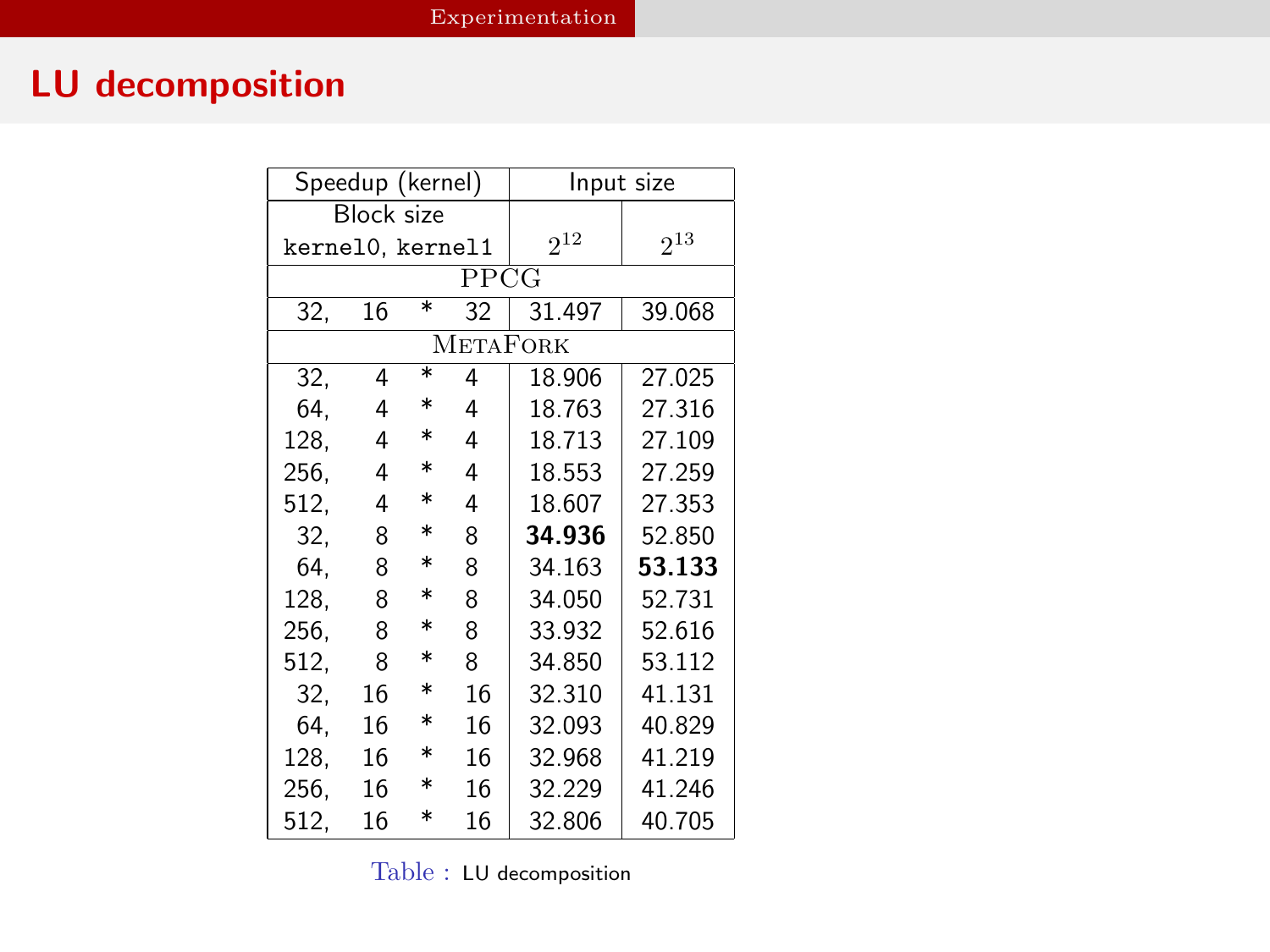## LU decomposition

| Speedup (kernel) | Input size | |
|---|---|---|
| Block size `kernel0`, `kernel1` | $2^{12}$ | $2^{13}$ |
| PPCG | | |
| 32, 16 * 32 | 31.497 | 39.068 |
| METAFORK | | |
| 32, 4 * 4 | 18.906 | 27.025 |
| 64, 4 * 4 | 18.763 | 27.316 |
| 128, 4 * 4 | 18.713 | 27.109 |
| 256, 4 * 4 | 18.553 | 27.259 |
| 512, 4 * 4 | 18.607 | 27.353 |
| 32, 8 * 8 | **34.936** | 52.850 |
| 64, 8 * 8 | 34.163 | **53.133** |
| 128, 8 * 8 | 34.050 | 52.731 |
| 256, 8 * 8 | 33.932 | 52.616 |
| 512, 8 * 8 | 34.850 | 53.112 |
| 32, 16 * 16 | 32.310 | 41.131 |
| 64, 16 * 16 | 32.093 | 40.829 |
| 128, 16 * 16 | 32.968 | 41.219 |
| 256, 16 * 16 | 32.229 | 41.246 |
| 512, 16 * 16 | 32.806 | 40.705 |

Table : LU decomposition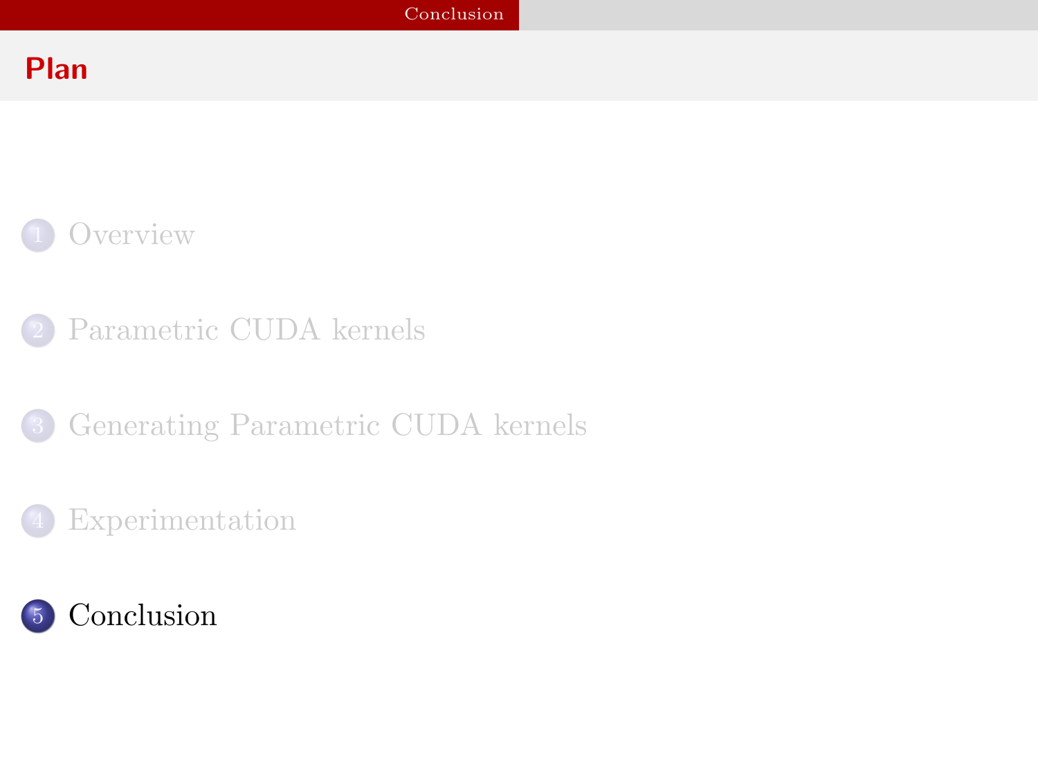# Plan

1. Overview
2. Parametric CUDA kernels
3. Generating Parametric CUDA kernels
4. Experimentation
5. Conclusion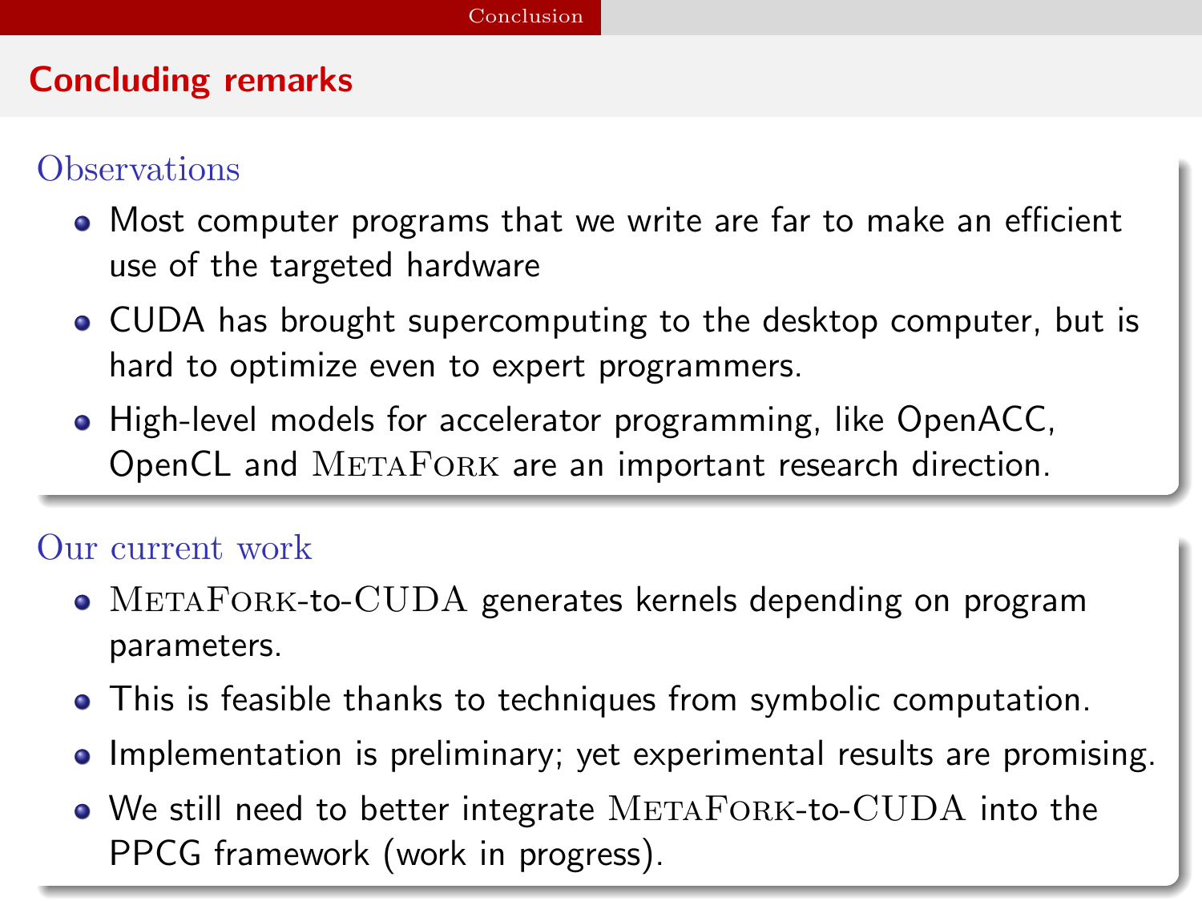## Concluding remarks

### Observations

- Most computer programs that we write are far to make an efficient use of the targeted hardware
- CUDA has brought supercomputing to the desktop computer, but is hard to optimize even to expert programmers.
- High-level models for accelerator programming, like OpenACC, OpenCL and MetaFork are an important research direction.

### Our current work

- MetaFork-to-CUDA generates kernels depending on program parameters.
- This is feasible thanks to techniques from symbolic computation.
- Implementation is preliminary; yet experimental results are promising.
- We still need to better integrate MetaFork-to-CUDA into the PPCG framework (work in progress).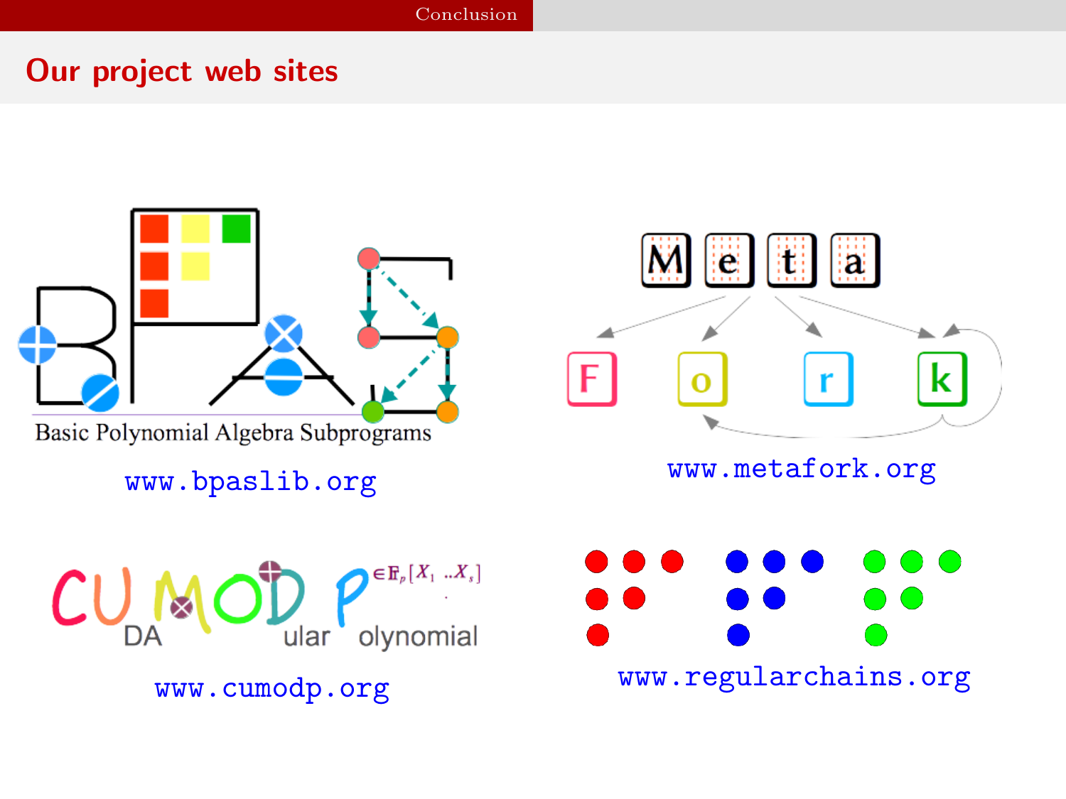## Our project web sites

Basic Polynomial Algebra Subprograms

www.bpaslib.org

www.metafork.org

www.cumodp.org

www.regularchains.org